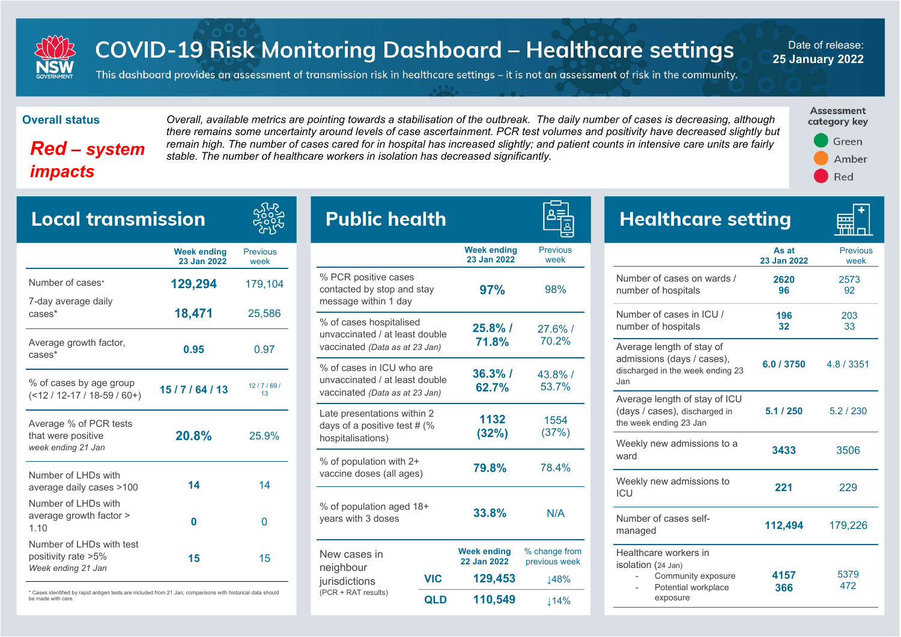# COVID-19 Risk Monitoring Dashboard – Healthcare settings

This dashboard provides an assessment of transmission risk in healthcare settings – it is not an assessment of risk in the community.

Date of release: **25 January 2022**

## Overall status

**Red – system impacts**

*Overall, available metrics are pointing towards a stabilisation of the outbreak. The daily number of cases is decreasing, although there remains some uncertainty around levels of case ascertainment. PCR test volumes and positivity have decreased slightly but remain high. The number of cases cared for in hospital has increased slightly; and patient counts in intensive care units are fairly stable. The number of healthcare workers in isolation has decreased significantly.*

**Assessment category key**

- Green
- Amber
- Red

## Local transmission

| | Week ending 23 Jan 2022 | Previous week |
|---|---|---|
| Number of cases* | **129,294** | 179,104 |
| 7-day average daily cases* | **18,471** | 25,586 |
| Average growth factor, cases* | **0.95** | 0.97 |
| % of cases by age group (<12 / 12-17 / 18-59 / 60+) | **15 / 7 / 64 / 13** | 12 / 7 / 69 / 13 |
| Average % of PCR tests that were positive *week ending 21 Jan* | **20.8%** | 25.9% |
| Number of LHDs with average daily cases >100 | **14** | 14 |
| Number of LHDs with average growth factor > 1.10 | **0** | 0 |
| Number of LHDs with test positivity rate >5% *Week ending 21 Jan* | **15** | 15 |

\* Cases identified by rapid antigen tests are included from 21 Jan; comparisons with historical data should be made with care.

## Public health

| | Week ending 23 Jan 2022 | Previous week |
|---|---|---|
| % PCR positive cases contacted by stop and stay message within 1 day | **97%** | 98% |
| % of cases hospitalised unvaccinated / at least double vaccinated *(Data as at 23 Jan)* | **25.8% / 71.8%** | 27.6% / 70.2% |
| % of cases in ICU who are unvaccinated / at least double vaccinated *(Data as at 23 Jan)* | **36.3% / 62.7%** | 43.8% / 53.7% |
| Late presentations within 2 days of a positive test # (% hospitalisations) | **1132 (32%)** | 1554 (37%) |
| % of population with 2+ vaccine doses (all ages) | **79.8%** | 78.4% |
| % of population aged 18+ years with 3 doses | **33.8%** | N/A |

| New cases in neighbour jurisdictions (PCR + RAT results) | | Week ending 22 Jan 2022 | % change from previous week |
|---|---|---|---|
| | VIC | **129,453** | ↓48% |
| | QLD | **110,549** | ↓14% |

## Healthcare setting

| | As at 23 Jan 2022 | Previous week |
|---|---|---|
| Number of cases on wards / number of hospitals | **2620 / 96** | 2573 / 92 |
| Number of cases in ICU / number of hospitals | **196 / 32** | 203 / 33 |
| Average length of stay of admissions (days / cases), discharged in the week ending 23 Jan | **6.0 / 3750** | 4.8 / 3351 |
| Average length of stay of ICU (days / cases), discharged in the week ending 23 Jan | **5.1 / 250** | 5.2 / 230 |
| Weekly new admissions to a ward | **3433** | 3506 |
| Weekly new admissions to ICU | **221** | 229 |
| Number of cases self-managed | **112,494** | 179,226 |
| Healthcare workers in isolation (24 Jan) – Community exposure | **4157** | 5379 |
| Healthcare workers in isolation (24 Jan) – Potential workplace exposure | **366** | 472 |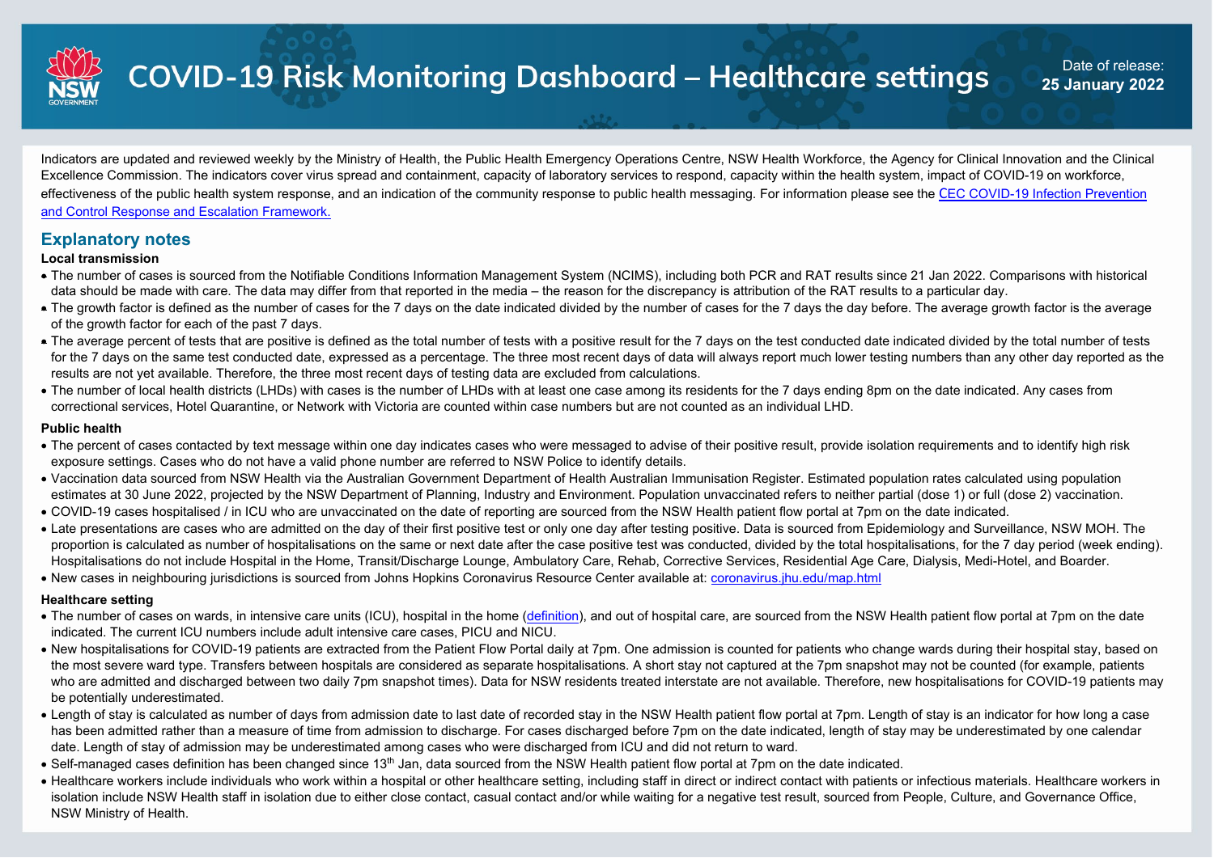# COVID-19 Risk Monitoring Dashboard – Healthcare settings

Date of release:
**25 January 2022**

Indicators are updated and reviewed weekly by the Ministry of Health, the Public Health Emergency Operations Centre, NSW Health Workforce, the Agency for Clinical Innovation and the Clinical Excellence Commission. The indicators cover virus spread and containment, capacity of laboratory services to respond, capacity within the health system, impact of COVID-19 on workforce, effectiveness of the public health system response, and an indication of the community response to public health messaging. For information please see the [CEC COVID-19 Infection Prevention and Control Response and Escalation Framework.]

## Explanatory notes

### Local transmission

- The number of cases is sourced from the Notifiable Conditions Information Management System (NCIMS), including both PCR and RAT results since 21 Jan 2022. Comparisons with historical data should be made with care. The data may differ from that reported in the media – the reason for the discrepancy is attribution of the RAT results to a particular day.
- The growth factor is defined as the number of cases for the 7 days on the date indicated divided by the number of cases for the 7 days the day before. The average growth factor is the average of the growth factor for each of the past 7 days.
- The average percent of tests that are positive is defined as the total number of tests with a positive result for the 7 days on the test conducted date indicated divided by the total number of tests for the 7 days on the same test conducted date, expressed as a percentage. The three most recent days of data will always report much lower testing numbers than any other day reported as the results are not yet available. Therefore, the three most recent days of testing data are excluded from calculations.
- The number of local health districts (LHDs) with cases is the number of LHDs with at least one case among its residents for the 7 days ending 8pm on the date indicated. Any cases from correctional services, Hotel Quarantine, or Network with Victoria are counted within case numbers but are not counted as an individual LHD.

### Public health

- The percent of cases contacted by text message within one day indicates cases who were messaged to advise of their positive result, provide isolation requirements and to identify high risk exposure settings. Cases who do not have a valid phone number are referred to NSW Police to identify details.
- Vaccination data sourced from NSW Health via the Australian Government Department of Health Australian Immunisation Register. Estimated population rates calculated using population estimates at 30 June 2022, projected by the NSW Department of Planning, Industry and Environment. Population unvaccinated refers to neither partial (dose 1) or full (dose 2) vaccination.
- COVID-19 cases hospitalised / in ICU who are unvaccinated on the date of reporting are sourced from the NSW Health patient flow portal at 7pm on the date indicated.
- Late presentations are cases who are admitted on the day of their first positive test or only one day after testing positive. Data is sourced from Epidemiology and Surveillance, NSW MOH. The proportion is calculated as number of hospitalisations on the same or next date after the case positive test was conducted, divided by the total hospitalisations, for the 7 day period (week ending). Hospitalisations do not include Hospital in the Home, Transit/Discharge Lounge, Ambulatory Care, Rehab, Corrective Services, Residential Age Care, Dialysis, Medi-Hotel, and Boarder.
- New cases in neighbouring jurisdictions is sourced from Johns Hopkins Coronavirus Resource Center available at: coronavirus.jhu.edu/map.html

### Healthcare setting

- The number of cases on wards, in intensive care units (ICU), hospital in the home (definition), and out of hospital care, are sourced from the NSW Health patient flow portal at 7pm on the date indicated. The current ICU numbers include adult intensive care cases, PICU and NICU.
- New hospitalisations for COVID-19 patients are extracted from the Patient Flow Portal daily at 7pm. One admission is counted for patients who change wards during their hospital stay, based on the most severe ward type. Transfers between hospitals are considered as separate hospitalisations. A short stay not captured at the 7pm snapshot may not be counted (for example, patients who are admitted and discharged between two daily 7pm snapshot times). Data for NSW residents treated interstate are not available. Therefore, new hospitalisations for COVID-19 patients may be potentially underestimated.
- Length of stay is calculated as number of days from admission date to last date of recorded stay in the NSW Health patient flow portal at 7pm. Length of stay is an indicator for how long a case has been admitted rather than a measure of time from admission to discharge. For cases discharged before 7pm on the date indicated, length of stay may be underestimated by one calendar date. Length of stay of admission may be underestimated among cases who were discharged from ICU and did not return to ward.
- Self-managed cases definition has been changed since 13th Jan, data sourced from the NSW Health patient flow portal at 7pm on the date indicated.
- Healthcare workers include individuals who work within a hospital or other healthcare setting, including staff in direct or indirect contact with patients or infectious materials. Healthcare workers in isolation include NSW Health staff in isolation due to either close contact, casual contact and/or while waiting for a negative test result, sourced from People, Culture, and Governance Office, NSW Ministry of Health.